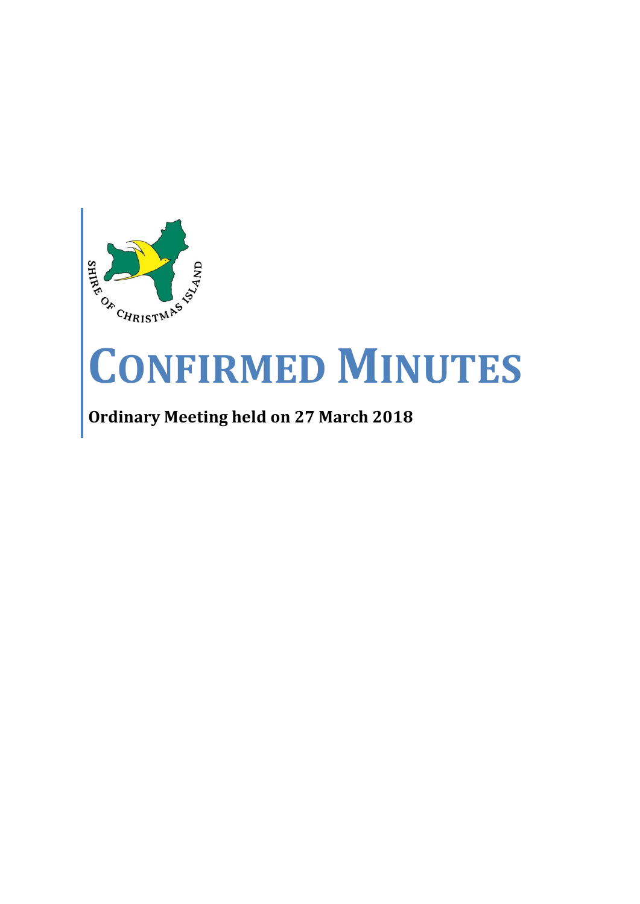# CONFIRMED MINUTES

**Ordinary Meeting held on 27 March 2018**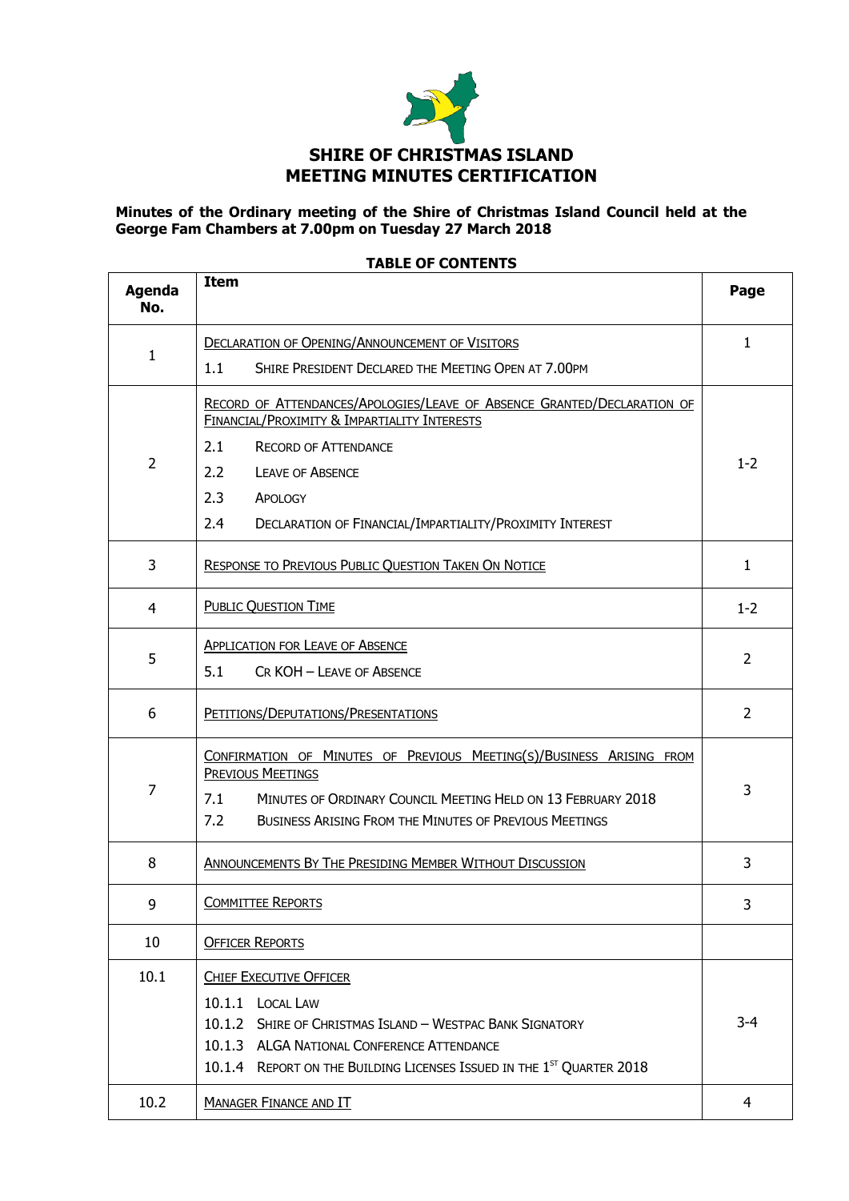# SHIRE OF CHRISTMAS ISLAND
# MEETING MINUTES CERTIFICATION

**Minutes of the Ordinary meeting of the Shire of Christmas Island Council held at the George Fam Chambers at 7.00pm on Tuesday 27 March 2018**

**TABLE OF CONTENTS**

| Agenda No. | Item | Page |
|---|---|---|
| 1 | DECLARATION OF OPENING/ANNOUNCEMENT OF VISITORS<br>1.1 SHIRE PRESIDENT DECLARED THE MEETING OPEN AT 7.00PM | 1 |
| 2 | RECORD OF ATTENDANCES/APOLOGIES/LEAVE OF ABSENCE GRANTED/DECLARATION OF FINANCIAL/PROXIMITY & IMPARTIALITY INTERESTS<br>2.1 RECORD OF ATTENDANCE<br>2.2 LEAVE OF ABSENCE<br>2.3 APOLOGY<br>2.4 DECLARATION OF FINANCIAL/IMPARTIALITY/PROXIMITY INTEREST | 1-2 |
| 3 | RESPONSE TO PREVIOUS PUBLIC QUESTION TAKEN ON NOTICE | 1 |
| 4 | PUBLIC QUESTION TIME | 1-2 |
| 5 | APPLICATION FOR LEAVE OF ABSENCE<br>5.1 CR KOH – LEAVE OF ABSENCE | 2 |
| 6 | PETITIONS/DEPUTATIONS/PRESENTATIONS | 2 |
| 7 | CONFIRMATION OF MINUTES OF PREVIOUS MEETING(S)/BUSINESS ARISING FROM PREVIOUS MEETINGS<br>7.1 MINUTES OF ORDINARY COUNCIL MEETING HELD ON 13 FEBRUARY 2018<br>7.2 BUSINESS ARISING FROM THE MINUTES OF PREVIOUS MEETINGS | 3 |
| 8 | ANNOUNCEMENTS BY THE PRESIDING MEMBER WITHOUT DISCUSSION | 3 |
| 9 | COMMITTEE REPORTS | 3 |
| 10 | OFFICER REPORTS | |
| 10.1 | CHIEF EXECUTIVE OFFICER<br>10.1.1 LOCAL LAW<br>10.1.2 SHIRE OF CHRISTMAS ISLAND – WESTPAC BANK SIGNATORY<br>10.1.3 ALGA NATIONAL CONFERENCE ATTENDANCE<br>10.1.4 REPORT ON THE BUILDING LICENSES ISSUED IN THE 1ST QUARTER 2018 | 3-4 |
| 10.2 | MANAGER FINANCE AND IT | 4 |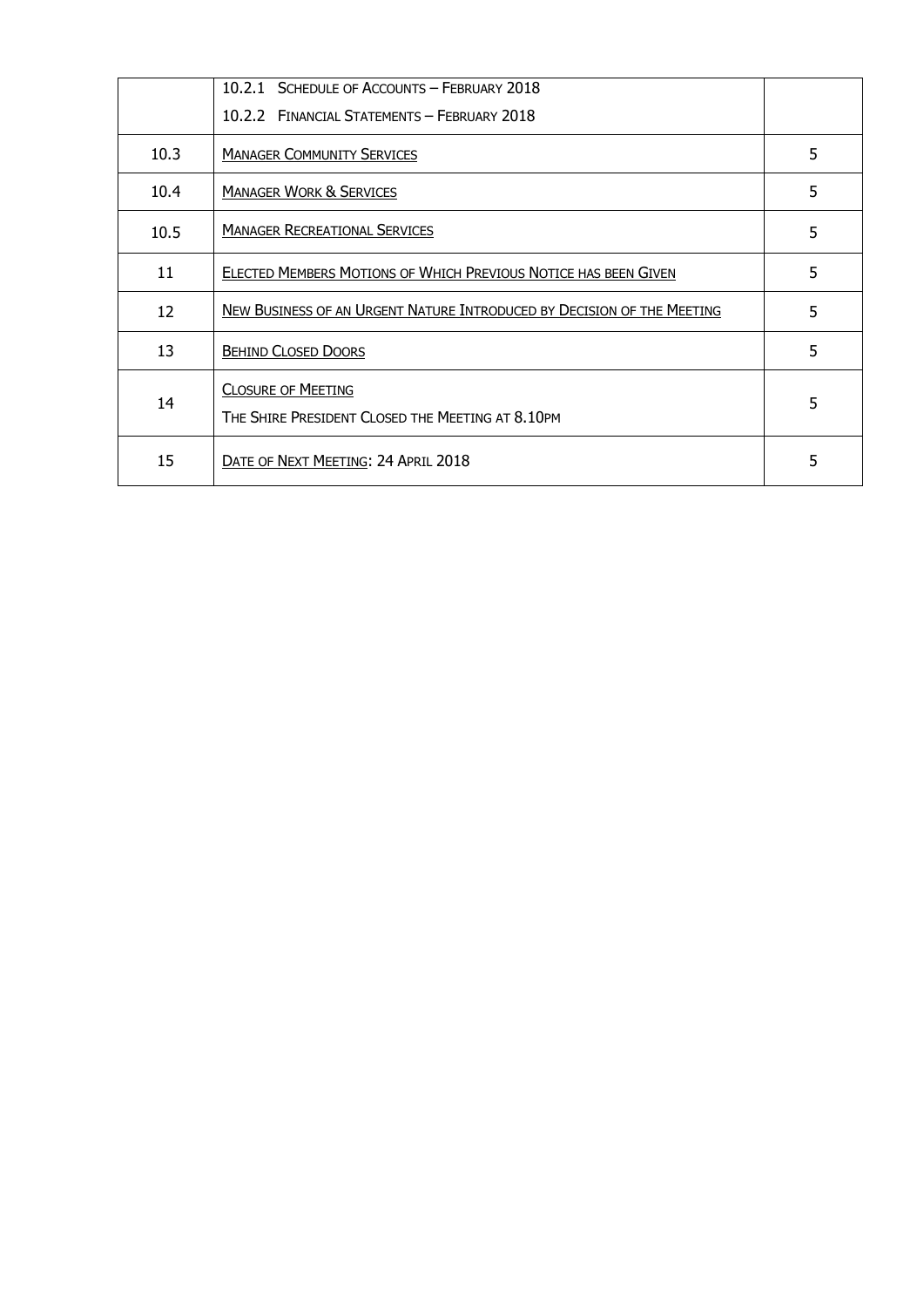|  |  |  |
| --- | --- | --- |
|  | 10.2.1 Schedule of Accounts – February 2018<br>10.2.2 Financial Statements – February 2018 |  |
| 10.3 | Manager Community Services | 5 |
| 10.4 | Manager Work & Services | 5 |
| 10.5 | Manager Recreational Services | 5 |
| 11 | Elected Members Motions of Which Previous Notice has been Given | 5 |
| 12 | New Business of an Urgent Nature Introduced by Decision of the Meeting | 5 |
| 13 | Behind Closed Doors | 5 |
| 14 | Closure of Meeting<br>The Shire President Closed the Meeting at 8.10pm | 5 |
| 15 | Date of Next Meeting: 24 April 2018 | 5 |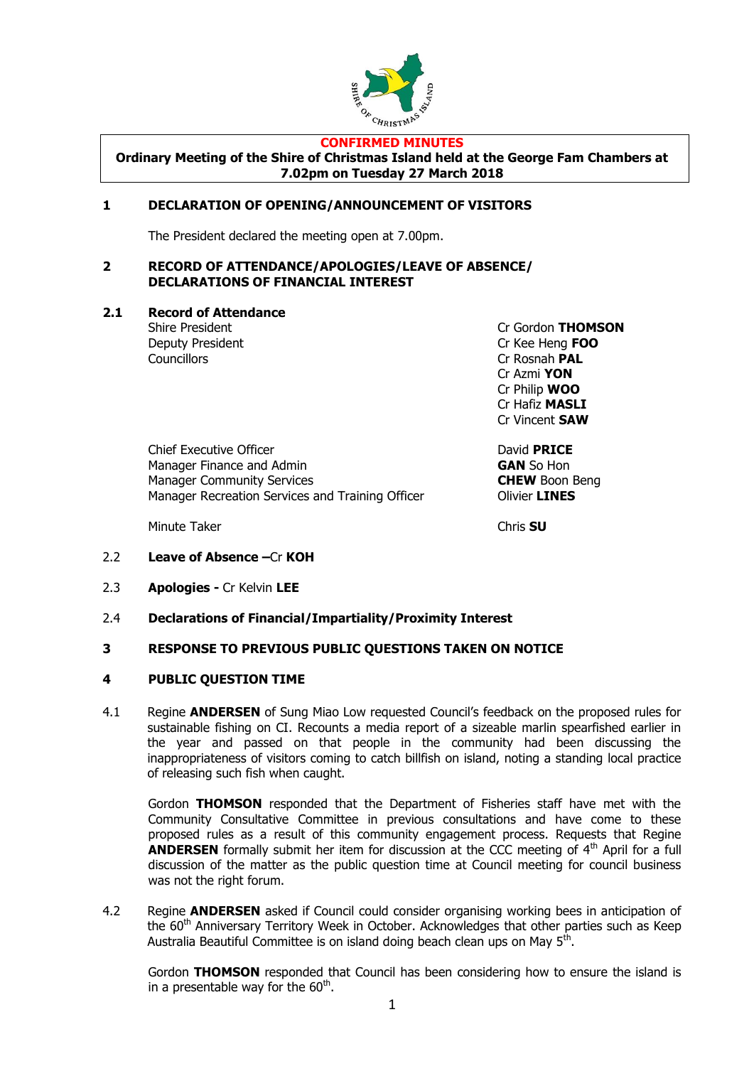**CONFIRMED MINUTES**

**Ordinary Meeting of the Shire of Christmas Island held at the George Fam Chambers at 7.02pm on Tuesday 27 March 2018**

## 1 DECLARATION OF OPENING/ANNOUNCEMENT OF VISITORS

The President declared the meeting open at 7.00pm.

## 2 RECORD OF ATTENDANCE/APOLOGIES/LEAVE OF ABSENCE/ DECLARATIONS OF FINANCIAL INTEREST

### 2.1 Record of Attendance

| | |
|---|---|
| Shire President | Cr Gordon **THOMSON** |
| Deputy President | Cr Kee Heng **FOO** |
| Councillors | Cr Rosnah **PAL** |
| | Cr Azmi **YON** |
| | Cr Philip **WOO** |
| | Cr Hafiz **MASLI** |
| | Cr Vincent **SAW** |
| Chief Executive Officer | David **PRICE** |
| Manager Finance and Admin | **GAN** So Hon |
| Manager Community Services | **CHEW** Boon Beng |
| Manager Recreation Services and Training Officer | Olivier **LINES** |
| Minute Taker | Chris **SU** |

2.2 **Leave of Absence –** Cr **KOH**

2.3 **Apologies -** Cr Kelvin **LEE**

2.4 **Declarations of Financial/Impartiality/Proximity Interest**

## 3 RESPONSE TO PREVIOUS PUBLIC QUESTIONS TAKEN ON NOTICE

## 4 PUBLIC QUESTION TIME

4.1 Regine **ANDERSEN** of Sung Miao Low requested Council's feedback on the proposed rules for sustainable fishing on CI. Recounts a media report of a sizeable marlin spearfished earlier in the year and passed on that people in the community had been discussing the inappropriateness of visitors coming to catch billfish on island, noting a standing local practice of releasing such fish when caught.

Gordon **THOMSON** responded that the Department of Fisheries staff have met with the Community Consultative Committee in previous consultations and have come to these proposed rules as a result of this community engagement process. Requests that Regine **ANDERSEN** formally submit her item for discussion at the CCC meeting of 4th April for a full discussion of the matter as the public question time at Council meeting for council business was not the right forum.

4.2 Regine **ANDERSEN** asked if Council could consider organising working bees in anticipation of the 60th Anniversary Territory Week in October. Acknowledges that other parties such as Keep Australia Beautiful Committee is on island doing beach clean ups on May 5th.

Gordon **THOMSON** responded that Council has been considering how to ensure the island is in a presentable way for the 60th.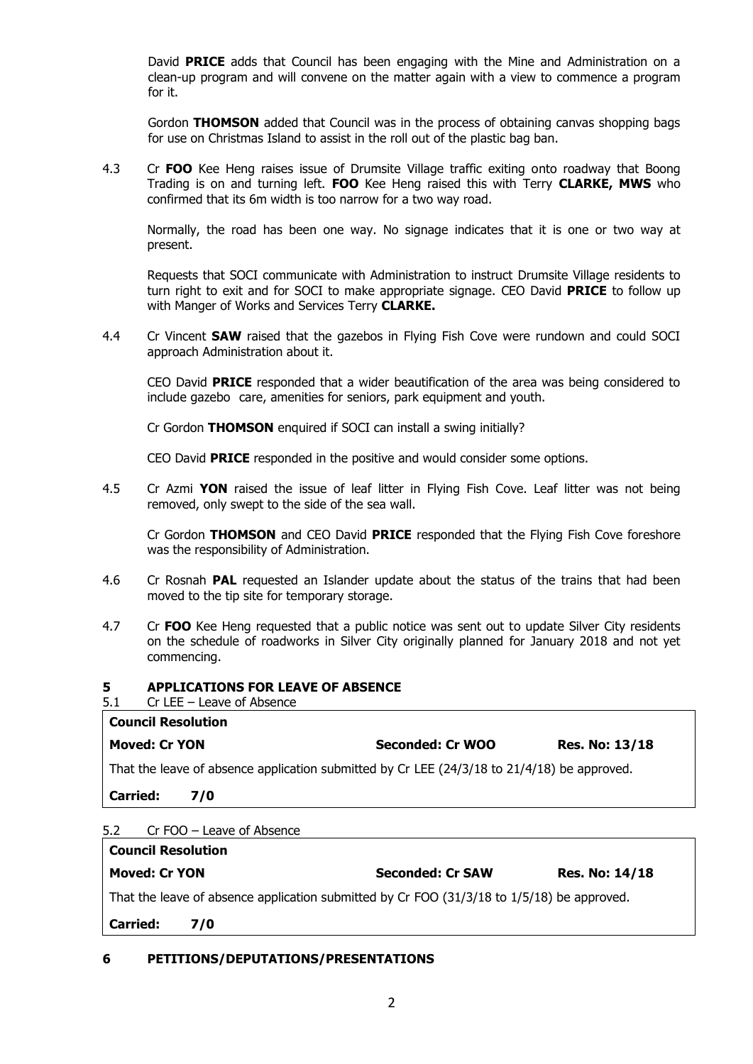David **PRICE** adds that Council has been engaging with the Mine and Administration on a clean-up program and will convene on the matter again with a view to commence a program for it.

Gordon **THOMSON** added that Council was in the process of obtaining canvas shopping bags for use on Christmas Island to assist in the roll out of the plastic bag ban.

4.3 Cr **FOO** Kee Heng raises issue of Drumsite Village traffic exiting onto roadway that Boong Trading is on and turning left. **FOO** Kee Heng raised this with Terry **CLARKE, MWS** who confirmed that its 6m width is too narrow for a two way road.

Normally, the road has been one way. No signage indicates that it is one or two way at present.

Requests that SOCI communicate with Administration to instruct Drumsite Village residents to turn right to exit and for SOCI to make appropriate signage. CEO David **PRICE** to follow up with Manger of Works and Services Terry **CLARKE.**

4.4 Cr Vincent **SAW** raised that the gazebos in Flying Fish Cove were rundown and could SOCI approach Administration about it.

CEO David **PRICE** responded that a wider beautification of the area was being considered to include gazebo care, amenities for seniors, park equipment and youth.

Cr Gordon **THOMSON** enquired if SOCI can install a swing initially?

CEO David **PRICE** responded in the positive and would consider some options.

4.5 Cr Azmi **YON** raised the issue of leaf litter in Flying Fish Cove. Leaf litter was not being removed, only swept to the side of the sea wall.

Cr Gordon **THOMSON** and CEO David **PRICE** responded that the Flying Fish Cove foreshore was the responsibility of Administration.

4.6 Cr Rosnah **PAL** requested an Islander update about the status of the trains that had been moved to the tip site for temporary storage.

4.7 Cr **FOO** Kee Heng requested that a public notice was sent out to update Silver City residents on the schedule of roadworks in Silver City originally planned for January 2018 and not yet commencing.

## 5 APPLICATIONS FOR LEAVE OF ABSENCE

5.1 Cr LEE – Leave of Absence

| **Council Resolution** | | |
|---|---|---|
| **Moved: Cr YON** | **Seconded: Cr WOO** | **Res. No: 13/18** |
| That the leave of absence application submitted by Cr LEE (24/3/18 to 21/4/18) be approved. | | |
| **Carried: 7/0** | | |

5.2 Cr FOO – Leave of Absence

| **Council Resolution** | | |
|---|---|---|
| **Moved: Cr YON** | **Seconded: Cr SAW** | **Res. No: 14/18** |
| That the leave of absence application submitted by Cr FOO (31/3/18 to 1/5/18) be approved. | | |
| **Carried: 7/0** | | |

## 6 PETITIONS/DEPUTATIONS/PRESENTATIONS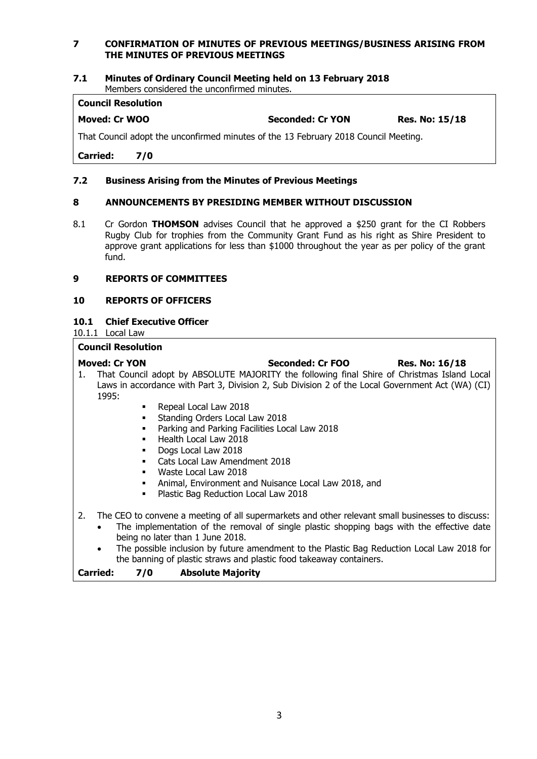## 7 CONFIRMATION OF MINUTES OF PREVIOUS MEETINGS/BUSINESS ARISING FROM THE MINUTES OF PREVIOUS MEETINGS

### 7.1 Minutes of Ordinary Council Meeting held on 13 February 2018

Members considered the unconfirmed minutes.

**Council Resolution**

**Moved: Cr WOO** **Seconded: Cr YON** **Res. No: 15/18**

That Council adopt the unconfirmed minutes of the 13 February 2018 Council Meeting.

**Carried: 7/0**

### 7.2 Business Arising from the Minutes of Previous Meetings

## 8 ANNOUNCEMENTS BY PRESIDING MEMBER WITHOUT DISCUSSION

8.1 Cr Gordon **THOMSON** advises Council that he approved a $250 grant for the CI Robbers Rugby Club for trophies from the Community Grant Fund as his right as Shire President to approve grant applications for less than $1000 throughout the year as per policy of the grant fund.

## 9 REPORTS OF COMMITTEES

## 10 REPORTS OF OFFICERS

### 10.1 Chief Executive Officer

10.1.1 Local Law

**Council Resolution**

**Moved: Cr YON** **Seconded: Cr FOO** **Res. No: 16/18**

1. That Council adopt by ABSOLUTE MAJORITY the following final Shire of Christmas Island Local Laws in accordance with Part 3, Division 2, Sub Division 2 of the Local Government Act (WA) (CI) 1995:
   - Repeal Local Law 2018
   - Standing Orders Local Law 2018
   - Parking and Parking Facilities Local Law 2018
   - Health Local Law 2018
   - Dogs Local Law 2018
   - Cats Local Law Amendment 2018
   - Waste Local Law 2018
   - Animal, Environment and Nuisance Local Law 2018, and
   - Plastic Bag Reduction Local Law 2018

2. The CEO to convene a meeting of all supermarkets and other relevant small businesses to discuss:
   - The implementation of the removal of single plastic shopping bags with the effective date being no later than 1 June 2018.
   - The possible inclusion by future amendment to the Plastic Bag Reduction Local Law 2018 for the banning of plastic straws and plastic food takeaway containers.

**Carried: 7/0 Absolute Majority**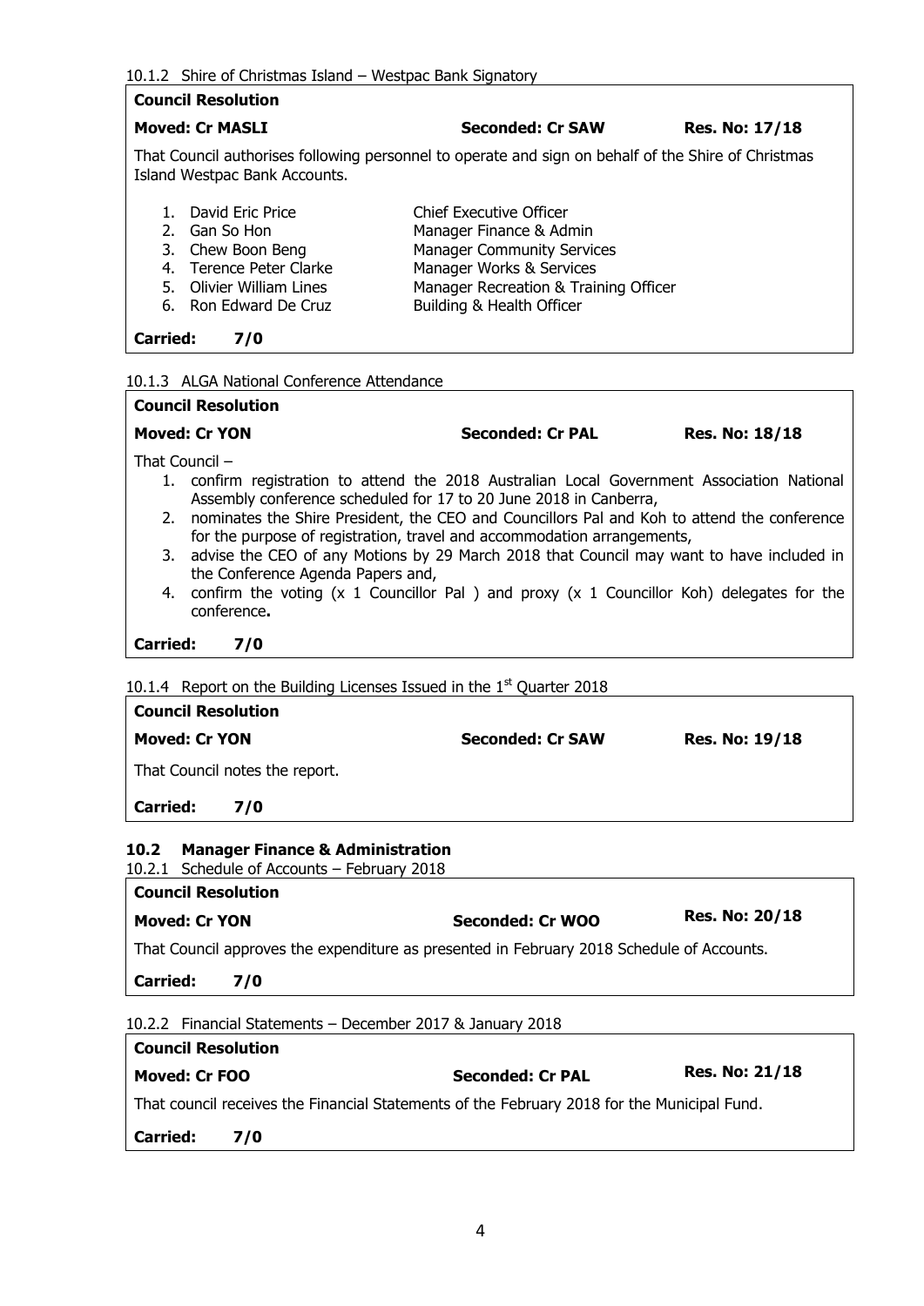10.1.2 Shire of Christmas Island – Westpac Bank Signatory

**Council Resolution**

**Moved: Cr MASLI** **Seconded: Cr SAW** **Res. No: 17/18**

That Council authorises following personnel to operate and sign on behalf of the Shire of Christmas Island Westpac Bank Accounts.

1. David Eric Price — Chief Executive Officer
2. Gan So Hon — Manager Finance & Admin
3. Chew Boon Beng — Manager Community Services
4. Terence Peter Clarke — Manager Works & Services
5. Olivier William Lines — Manager Recreation & Training Officer
6. Ron Edward De Cruz — Building & Health Officer

**Carried: 7/0**

10.1.3 ALGA National Conference Attendance

**Council Resolution**

**Moved: Cr YON** **Seconded: Cr PAL** **Res. No: 18/18**

That Council –

1. confirm registration to attend the 2018 Australian Local Government Association National Assembly conference scheduled for 17 to 20 June 2018 in Canberra,
2. nominates the Shire President, the CEO and Councillors Pal and Koh to attend the conference for the purpose of registration, travel and accommodation arrangements,
3. advise the CEO of any Motions by 29 March 2018 that Council may want to have included in the Conference Agenda Papers and,
4. confirm the voting (x 1 Councillor Pal ) and proxy (x 1 Councillor Koh) delegates for the conference**.**

**Carried: 7/0**

10.1.4 Report on the Building Licenses Issued in the 1st Quarter 2018

**Council Resolution**

**Moved: Cr YON** **Seconded: Cr SAW** **Res. No: 19/18**

That Council notes the report.

**Carried: 7/0**

### 10.2 Manager Finance & Administration

10.2.1 Schedule of Accounts – February 2018

**Council Resolution**

**Moved: Cr YON** **Seconded: Cr WOO** **Res. No: 20/18**

That Council approves the expenditure as presented in February 2018 Schedule of Accounts.

**Carried: 7/0**

10.2.2 Financial Statements – December 2017 & January 2018

**Council Resolution**

**Moved: Cr FOO** **Seconded: Cr PAL** **Res. No: 21/18**

That council receives the Financial Statements of the February 2018 for the Municipal Fund.

**Carried: 7/0**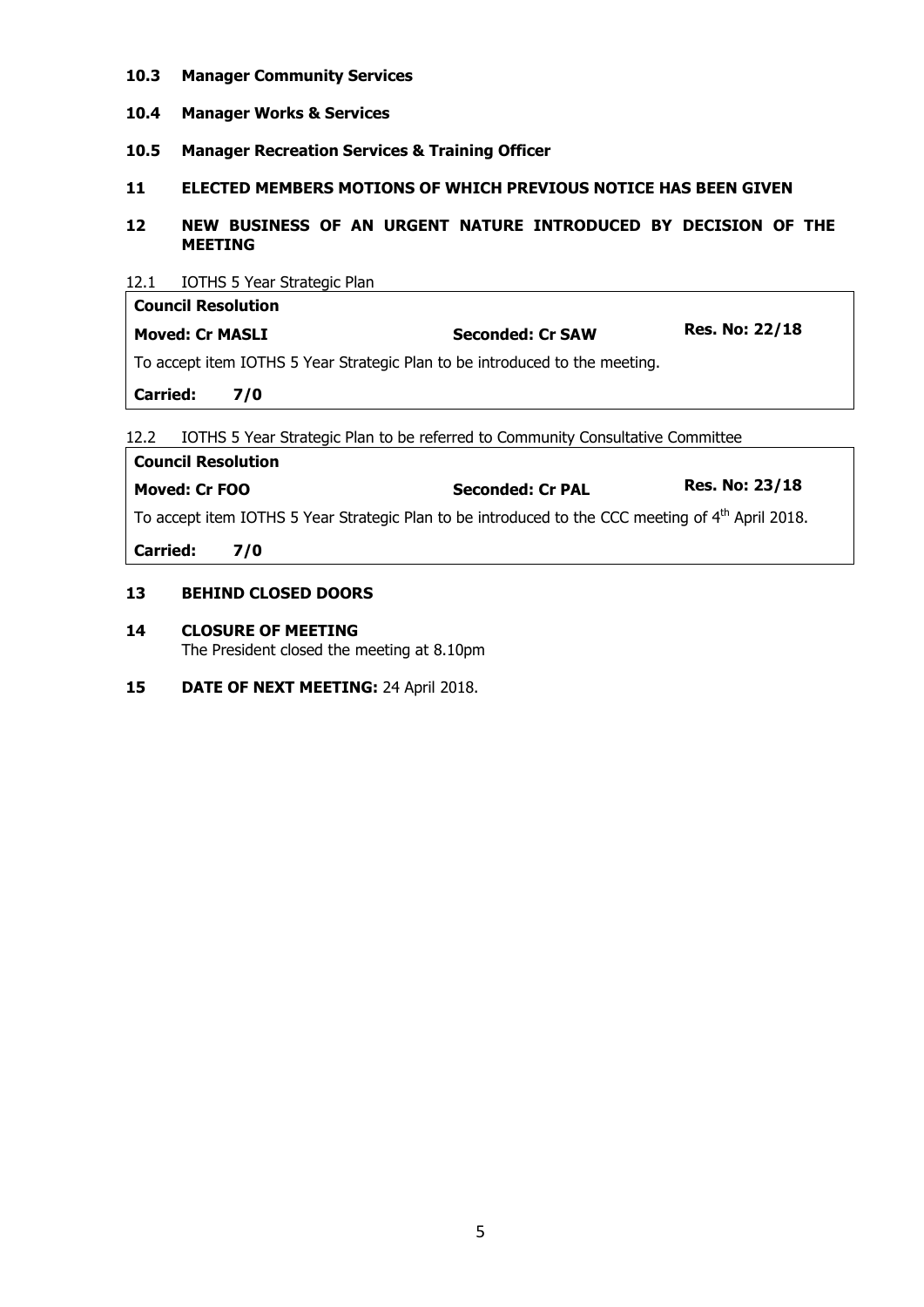**10.3 Manager Community Services**

**10.4 Manager Works & Services**

**10.5 Manager Recreation Services & Training Officer**

## 11 ELECTED MEMBERS MOTIONS OF WHICH PREVIOUS NOTICE HAS BEEN GIVEN

## 12 NEW BUSINESS OF AN URGENT NATURE INTRODUCED BY DECISION OF THE MEETING

12.1 IOTHS 5 Year Strategic Plan

| | | |
|---|---|---|
| **Council Resolution** | | |
| **Moved: Cr MASLI** | **Seconded: Cr SAW** | **Res. No: 22/18** |
| To accept item IOTHS 5 Year Strategic Plan to be introduced to the meeting. | | |
| **Carried: 7/0** | | |

12.2 IOTHS 5 Year Strategic Plan to be referred to Community Consultative Committee

| | | |
|---|---|---|
| **Council Resolution** | | |
| **Moved: Cr FOO** | **Seconded: Cr PAL** | **Res. No: 23/18** |
| To accept item IOTHS 5 Year Strategic Plan to be introduced to the CCC meeting of 4th April 2018. | | |
| **Carried: 7/0** | | |

## 13 BEHIND CLOSED DOORS

## 14 CLOSURE OF MEETING

The President closed the meeting at 8.10pm

## 15 DATE OF NEXT MEETING: 24 April 2018.